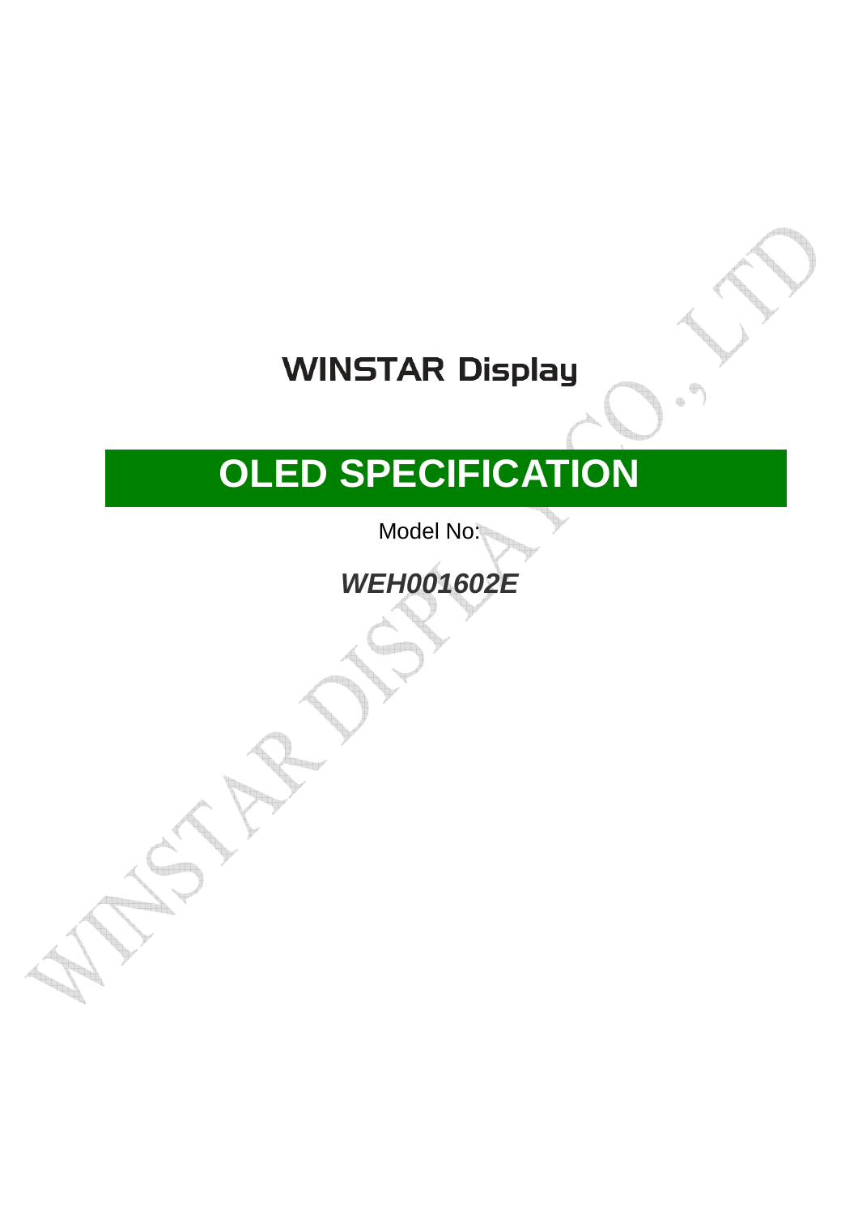# WINSTAR Display

## OLED SPECIFICATION

Model No:

***WEH001602E***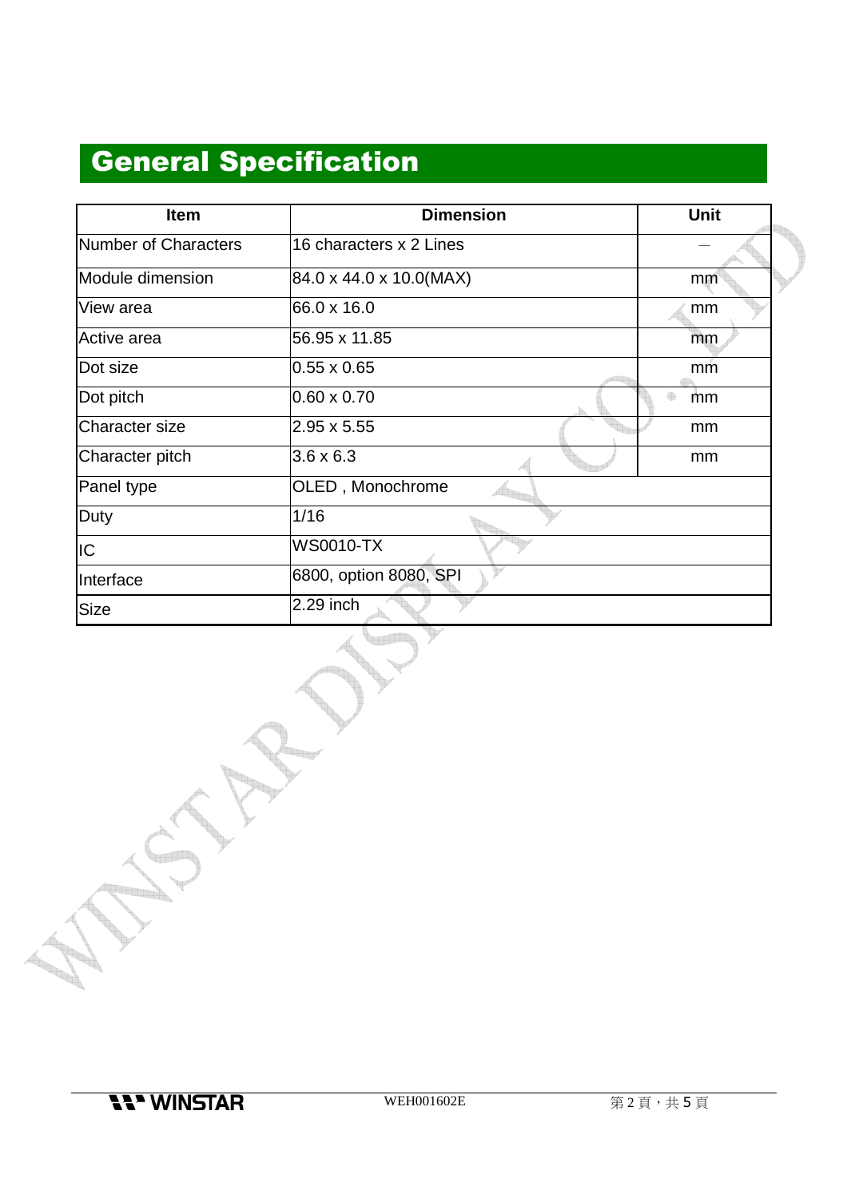# General Specification

| Item | Dimension | Unit |
|---|---|---|
| Number of Characters | 16 characters x 2 Lines | — |
| Module dimension | 84.0 x 44.0 x 10.0(MAX) | mm |
| View area | 66.0 x 16.0 | mm |
| Active area | 56.95 x 11.85 | mm |
| Dot size | 0.55 x 0.65 | mm |
| Dot pitch | 0.60 x 0.70 | mm |
| Character size | 2.95 x 5.55 | mm |
| Character pitch | 3.6 x 6.3 | mm |
| Panel type | OLED , Monochrome | |
| Duty | 1/16 | |
| IC | WS0010-TX | |
| Interface | 6800, option 8080, SPI | |
| Size | 2.29 inch | |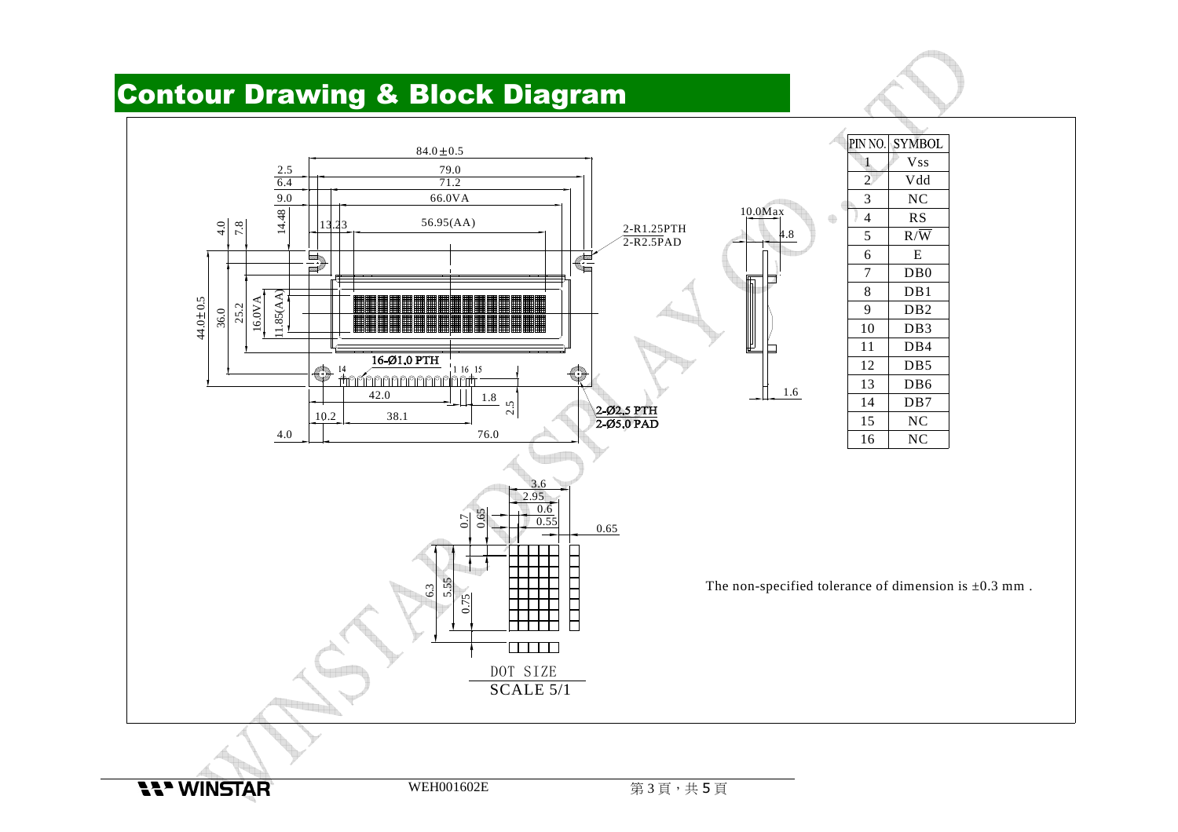# Contour Drawing & Block Diagram

| PIN NO. | SYMBOL |
|---|---|
| 1 | Vss |
| 2 | Vdd |
| 3 | NC |
| 4 | RS |
| 5 | R/$\overline{W}$ |
| 6 | E |
| 7 | DB0 |
| 8 | DB1 |
| 9 | DB2 |
| 10 | DB3 |
| 11 | DB4 |
| 12 | DB5 |
| 13 | DB6 |
| 14 | DB7 |
| 15 | NC |
| 16 | NC |

84.0±0.5
2.5 79.0
6.4 71.2
9.0 66.0VA
13.23 56.95(AA)
4.0 7.8 14.48
44.0±0.5 36.0 25.2 16.0VA 11.85(AA)
2-R1.25PTH
2-R2.5PAD
16-Ø1.0 PTH
14 1 16 15
42.0 1.8 2.5
10.2 38.1
4.0 76.0
2-Ø2.5 PTH
2-Ø5.0 PAD

10.0Max
4.8
1.6

3.6
2.95
0.6
0.55
0.65
0.7 0.65
6.3 5.55 0.75

DOT SIZE
SCALE 5/1

The non-specified tolerance of dimension is ±0.3 mm .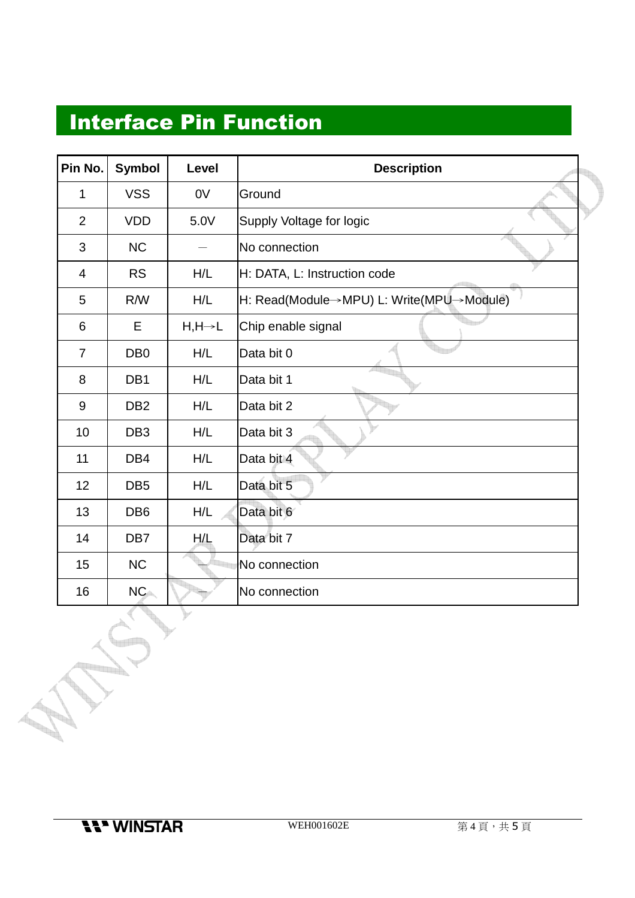# Interface Pin Function

| Pin No. | Symbol | Level | Description |
|---|---|---|---|
| 1 | VSS | 0V | Ground |
| 2 | VDD | 5.0V | Supply Voltage for logic |
| 3 | NC | － | No connection |
| 4 | RS | H/L | H: DATA, L: Instruction code |
| 5 | R/W | H/L | H: Read(Module→MPU) L: Write(MPU→Module) |
| 6 | E | H,H→L | Chip enable signal |
| 7 | DB0 | H/L | Data bit 0 |
| 8 | DB1 | H/L | Data bit 1 |
| 9 | DB2 | H/L | Data bit 2 |
| 10 | DB3 | H/L | Data bit 3 |
| 11 | DB4 | H/L | Data bit 4 |
| 12 | DB5 | H/L | Data bit 5 |
| 13 | DB6 | H/L | Data bit 6 |
| 14 | DB7 | H/L | Data bit 7 |
| 15 | NC | － | No connection |
| 16 | NC | － | No connection |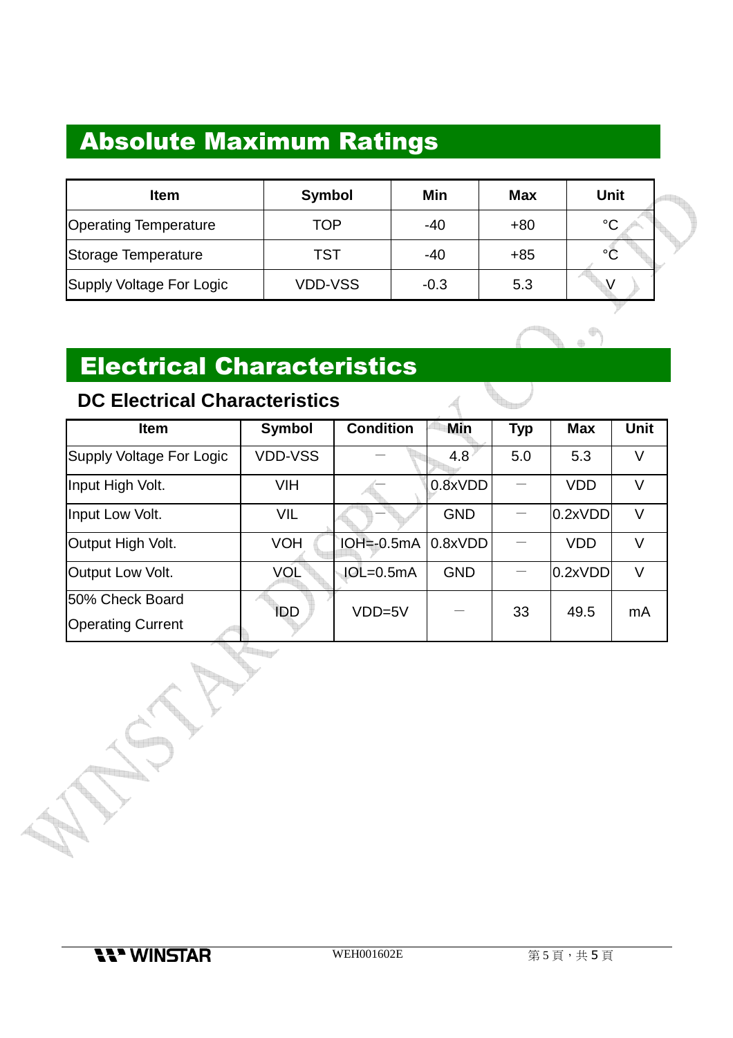# Absolute Maximum Ratings

| Item | Symbol | Min | Max | Unit |
|---|---|---|---|---|
| Operating Temperature | TOP | -40 | +80 | °C |
| Storage Temperature | TST | -40 | +85 | °C |
| Supply Voltage For Logic | VDD-VSS | -0.3 | 5.3 | V |

# Electrical Characteristics

## DC Electrical Characteristics

| Item | Symbol | Condition | Min | Typ | Max | Unit |
|---|---|---|---|---|---|---|
| Supply Voltage For Logic | VDD-VSS | — | 4.8 | 5.0 | 5.3 | V |
| Input High Volt. | VIH | — | 0.8xVDD | — | VDD | V |
| Input Low Volt. | VIL | — | GND | — | 0.2xVDD | V |
| Output High Volt. | VOH | IOH=-0.5mA | 0.8xVDD | — | VDD | V |
| Output Low Volt. | VOL | IOL=0.5mA | GND | — | 0.2xVDD | V |
| 50% Check Board Operating Current | IDD | VDD=5V | — | 33 | 49.5 | mA |